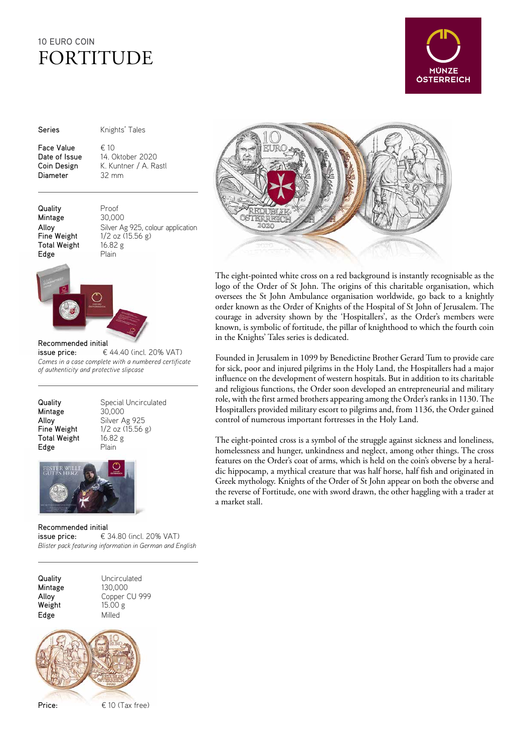10 EURO COIN

# FORTITUDE

| | |
|---|---|
| Series | Knights' Tales |
| Face Value | € 10 |
| Date of Issue | 14. Oktober 2020 |
| Coin Design | K. Kuntner / A. Rastl |
| Diameter | 32 mm |

| | |
|---|---|
| Quality | Proof |
| Mintage | 30,000 |
| Alloy | Silver Ag 925, colour application |
| Fine Weight | 1/2 oz (15.56 g) |
| Total Weight | 16.82 g |
| Edge | Plain |

Recommended initial issue price: € 44.40 (incl. 20% VAT)

*Comes in a case complete with a numbered certificate of authenticity and protective slipcase*

| | |
|---|---|
| Quality | Special Uncirculated |
| Mintage | 30,000 |
| Alloy | Silver Ag 925 |
| Fine Weight | 1/2 oz (15.56 g) |
| Total Weight | 16.82 g |
| Edge | Plain |

Recommended initial issue price: € 34.80 (incl. 20% VAT)

*Blister pack featuring information in German and English*

| | |
|---|---|
| Quality | Uncirculated |
| Mintage | 130,000 |
| Alloy | Copper CU 999 |
| Weight | 15.00 g |
| Edge | Milled |

Price: € 10 (Tax free)

The eight-pointed white cross on a red background is instantly recognisable as the logo of the Order of St John. The origins of this charitable organisation, which oversees the St John Ambulance organisation worldwide, go back to a knightly order known as the Order of Knights of the Hospital of St John of Jerusalem. The courage in adversity shown by the 'Hospitallers', as the Order's members were known, is symbolic of fortitude, the pillar of knighthood to which the fourth coin in the Knights' Tales series is dedicated.

Founded in Jerusalem in 1099 by Benedictine Brother Gerard Tum to provide care for sick, poor and injured pilgrims in the Holy Land, the Hospitallers had a major influence on the development of western hospitals. But in addition to its charitable and religious functions, the Order soon developed an entrepreneurial and military role, with the first armed brothers appearing among the Order's ranks in 1130. The Hospitallers provided military escort to pilgrims and, from 1136, the Order gained control of numerous important fortresses in the Holy Land.

The eight-pointed cross is a symbol of the struggle against sickness and loneliness, homelessness and hunger, unkindness and neglect, among other things. The cross features on the Order's coat of arms, which is held on the coin's obverse by a heraldic hippocamp, a mythical creature that was half horse, half fish and originated in Greek mythology. Knights of the Order of St John appear on both the obverse and the reverse of Fortitude, one with sword drawn, the other haggling with a trader at a market stall.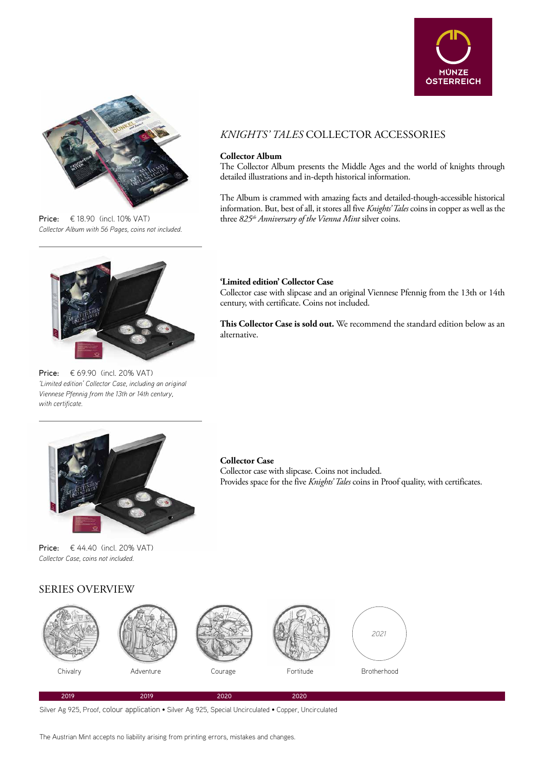MÜNZE ÖSTERREICH

## *KNIGHTS' TALES* COLLECTOR ACCESSORIES

### Collector Album

The Collector Album presents the Middle Ages and the world of knights through detailed illustrations and in-depth historical information.

The Album is crammed with amazing facts and detailed-though-accessible historical information. But, best of all, it stores all five *Knights' Tales* coins in copper as well as the three *825th Anniversary of the Vienna Mint* silver coins.

Price: € 18.90 (incl. 10% VAT)
*Collector Album with 56 Pages, coins not included.*

---

### 'Limited edition' Collector Case

Collector case with slipcase and an original Viennese Pfennig from the 13th or 14th century, with certificate. Coins not included.

**This Collector Case is sold out.** We recommend the standard edition below as an alternative.

Price: € 69.90 (incl. 20% VAT)
*'Limited edition' Collector Case, including an original Viennese Pfennig from the 13th or 14th century, with certificate.*

---

### Collector Case

Collector case with slipcase. Coins not included.
Provides space for the five *Knights' Tales* coins in Proof quality, with certificates.

Price: € 44.40 (incl. 20% VAT)
*Collector Case, coins not included.*

## SERIES OVERVIEW

| Chivalry | Adventure | Courage | Fortitude | Brotherhood |
|---|---|---|---|---|
| 2019 | 2019 | 2020 | 2020 | 2021 |

Silver Ag 925, Proof, colour application • Silver Ag 925, Special Uncirculated • Copper, Uncirculated

The Austrian Mint accepts no liability arising from printing errors, mistakes and changes.